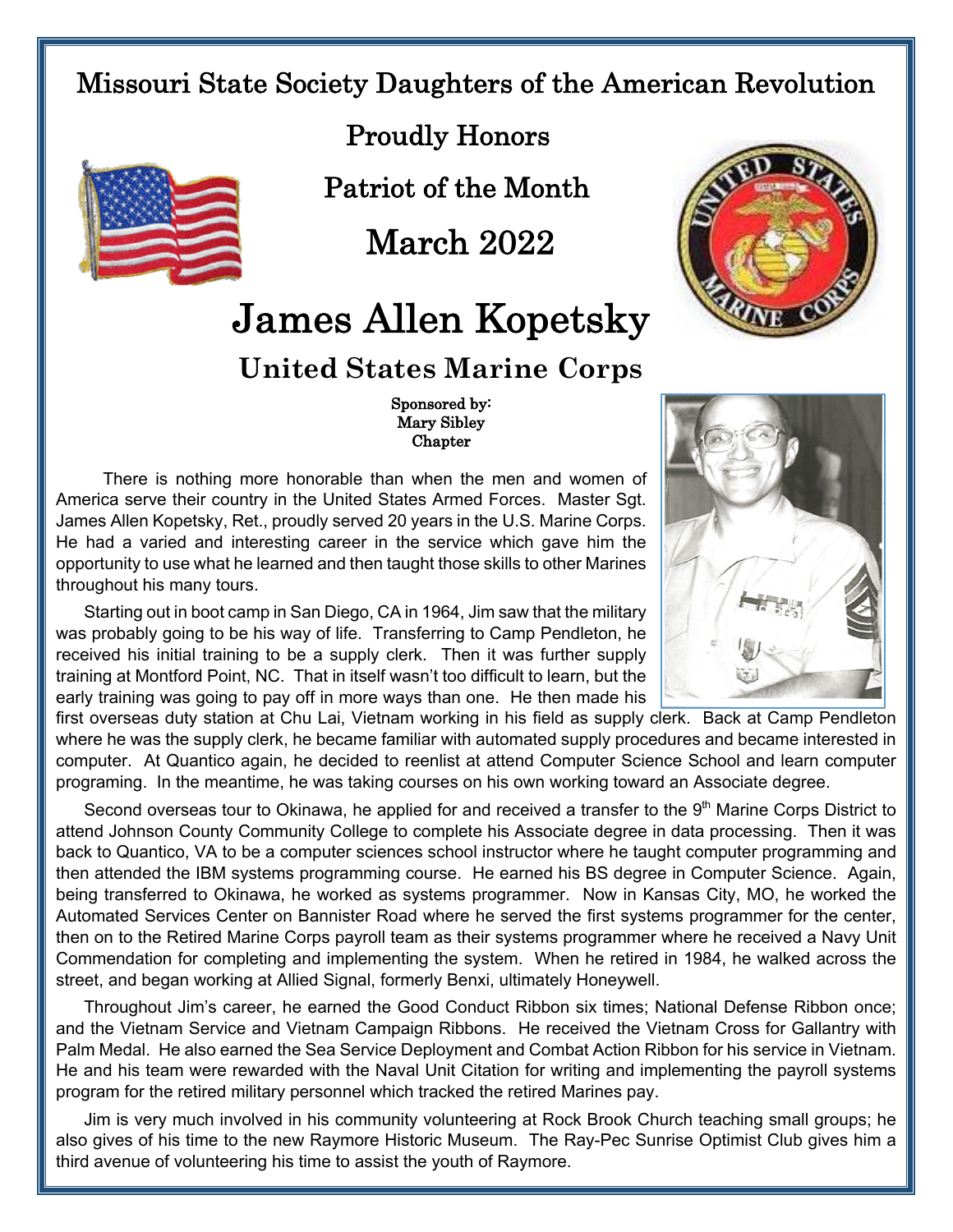# Missouri State Society Daughters of the American Revolution

## Proudly Honors

## Patriot of the Month

## March 2022

# James Allen Kopetsky

## United States Marine Corps

**Sponsored by:**
**Mary Sibley**
**Chapter**

There is nothing more honorable than when the men and women of America serve their country in the United States Armed Forces. Master Sgt. James Allen Kopetsky, Ret., proudly served 20 years in the U.S. Marine Corps. He had a varied and interesting career in the service which gave him the opportunity to use what he learned and then taught those skills to other Marines throughout his many tours.

Starting out in boot camp in San Diego, CA in 1964, Jim saw that the military was probably going to be his way of life. Transferring to Camp Pendleton, he received his initial training to be a supply clerk. Then it was further supply training at Montford Point, NC. That in itself wasn't too difficult to learn, but the early training was going to pay off in more ways than one. He then made his first overseas duty station at Chu Lai, Vietnam working in his field as supply clerk. Back at Camp Pendleton where he was the supply clerk, he became familiar with automated supply procedures and became interested in computer. At Quantico again, he decided to reenlist at attend Computer Science School and learn computer programing. In the meantime, he was taking courses on his own working toward an Associate degree.

Second overseas tour to Okinawa, he applied for and received a transfer to the 9th Marine Corps District to attend Johnson County Community College to complete his Associate degree in data processing. Then it was back to Quantico, VA to be a computer sciences school instructor where he taught computer programming and then attended the IBM systems programming course. He earned his BS degree in Computer Science. Again, being transferred to Okinawa, he worked as systems programmer. Now in Kansas City, MO, he worked the Automated Services Center on Bannister Road where he served the first systems programmer for the center, then on to the Retired Marine Corps payroll team as their systems programmer where he received a Navy Unit Commendation for completing and implementing the system. When he retired in 1984, he walked across the street, and began working at Allied Signal, formerly Benxi, ultimately Honeywell.

Throughout Jim's career, he earned the Good Conduct Ribbon six times; National Defense Ribbon once; and the Vietnam Service and Vietnam Campaign Ribbons. He received the Vietnam Cross for Gallantry with Palm Medal. He also earned the Sea Service Deployment and Combat Action Ribbon for his service in Vietnam. He and his team were rewarded with the Naval Unit Citation for writing and implementing the payroll systems program for the retired military personnel which tracked the retired Marines pay.

Jim is very much involved in his community volunteering at Rock Brook Church teaching small groups; he also gives of his time to the new Raymore Historic Museum. The Ray-Pec Sunrise Optimist Club gives him a third avenue of volunteering his time to assist the youth of Raymore.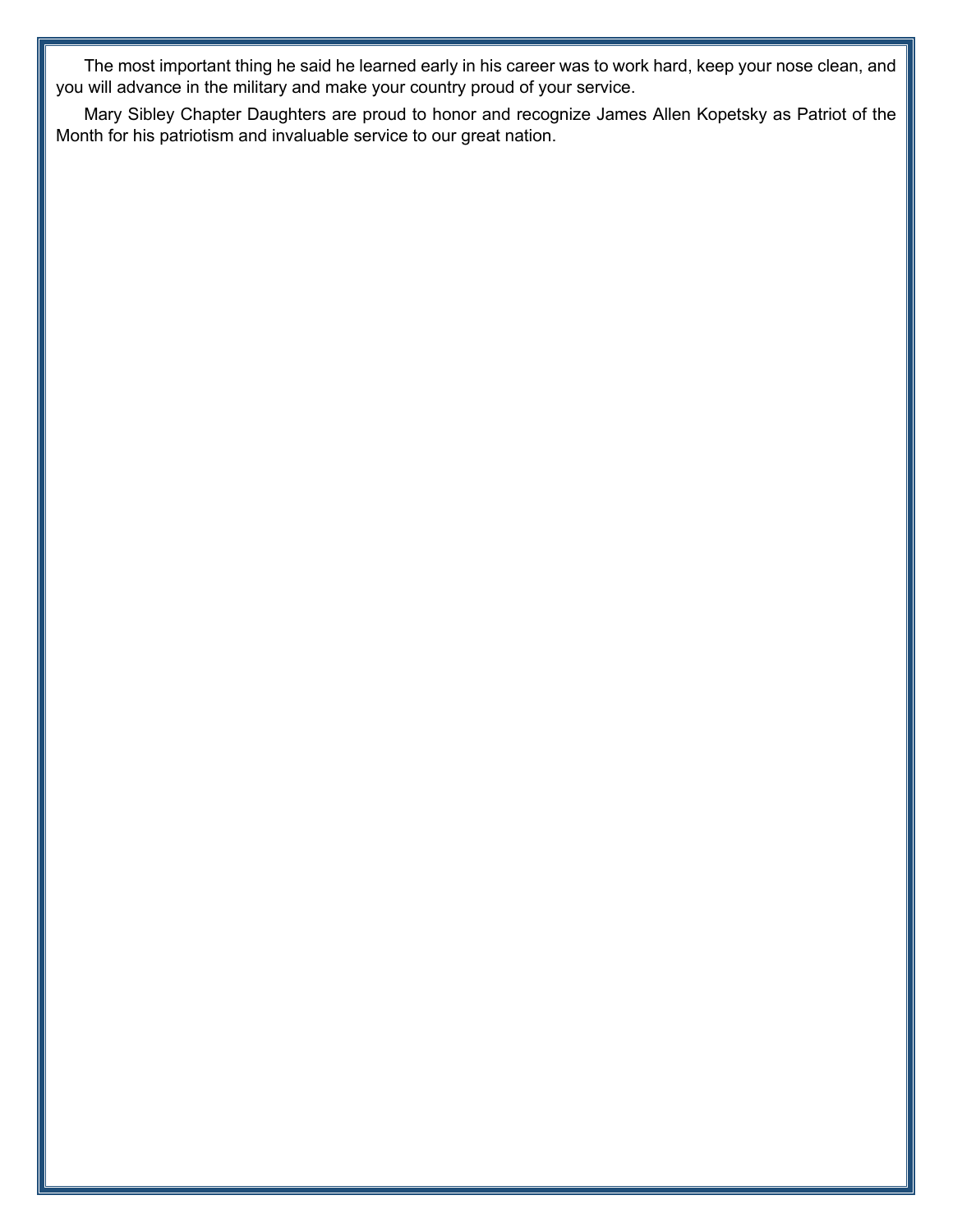The most important thing he said he learned early in his career was to work hard, keep your nose clean, and you will advance in the military and make your country proud of your service.

Mary Sibley Chapter Daughters are proud to honor and recognize James Allen Kopetsky as Patriot of the Month for his patriotism and invaluable service to our great nation.